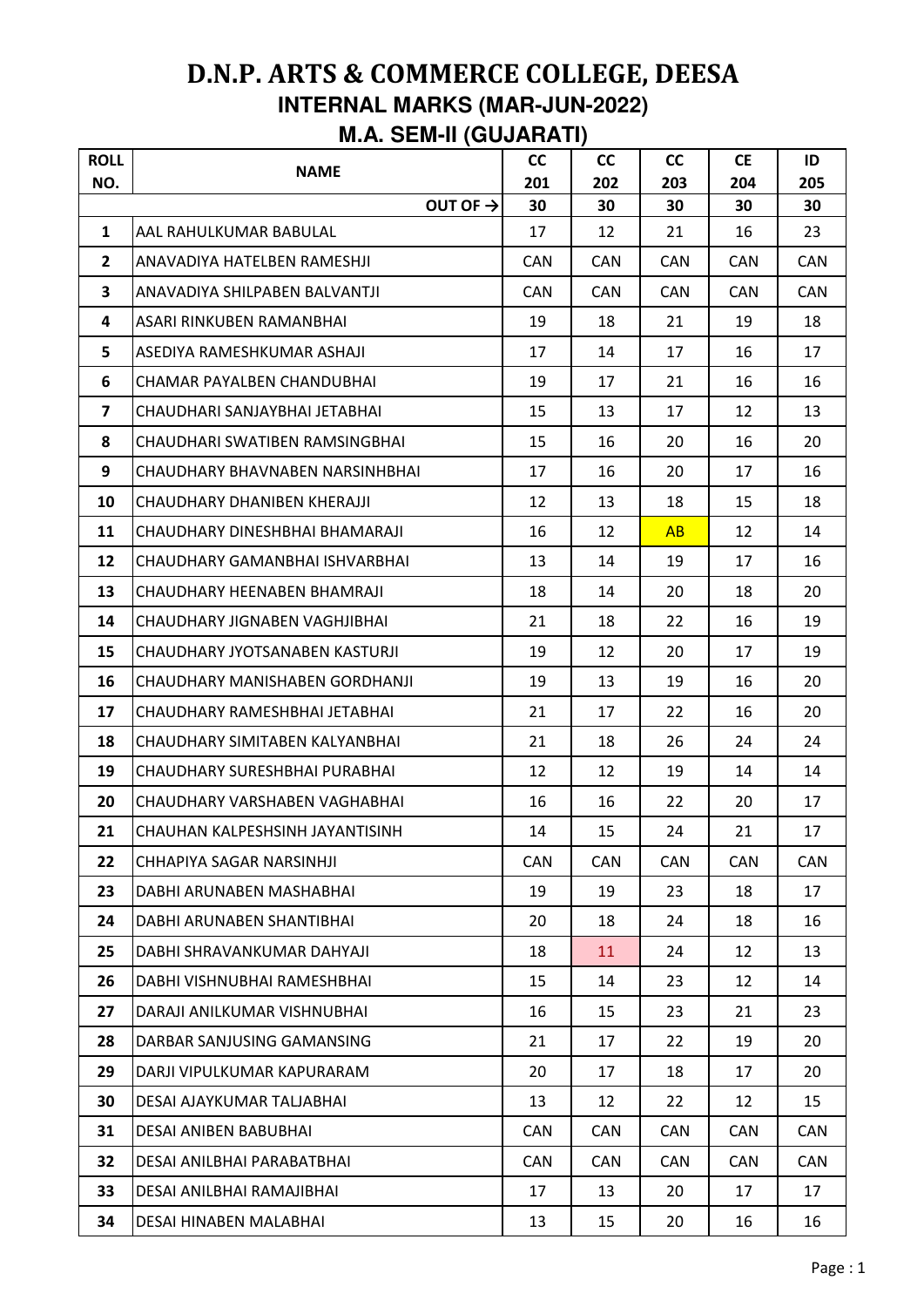# D.N.P. ARTS & COMMERCE COLLEGE, DEESA

## INTERNAL MARKS (MAR-JUN-2022)

## M.A. SEM-II (GUJARATI)

| ROLL NO. | NAME | CC 201 | CC 202 | CC 203 | CE 204 | ID 205 |
|---|---|---|---|---|---|---|
| | OUT OF → | 30 | 30 | 30 | 30 | 30 |
| 1 | AAL RAHULKUMAR BABULAL | 17 | 12 | 21 | 16 | 23 |
| 2 | ANAVADIYA HATELBEN RAMESHJI | CAN | CAN | CAN | CAN | CAN |
| 3 | ANAVADIYA SHILPABEN BALVANTJI | CAN | CAN | CAN | CAN | CAN |
| 4 | ASARI RINKUBEN RAMANBHAI | 19 | 18 | 21 | 19 | 18 |
| 5 | ASEDIYA RAMESHKUMAR ASHAJI | 17 | 14 | 17 | 16 | 17 |
| 6 | CHAMAR PAYALBEN CHANDUBHAI | 19 | 17 | 21 | 16 | 16 |
| 7 | CHAUDHARI SANJAYBHAI JETABHAI | 15 | 13 | 17 | 12 | 13 |
| 8 | CHAUDHARI SWATIBEN RAMSINGBHAI | 15 | 16 | 20 | 16 | 20 |
| 9 | CHAUDHARY BHAVNABEN NARSINHBHAI | 17 | 16 | 20 | 17 | 16 |
| 10 | CHAUDHARY DHANIBEN KHERAJJI | 12 | 13 | 18 | 15 | 18 |
| 11 | CHAUDHARY DINESHBHAI BHAMARAJI | 16 | 12 | AB | 12 | 14 |
| 12 | CHAUDHARY GAMANBHAI ISHVARBHAI | 13 | 14 | 19 | 17 | 16 |
| 13 | CHAUDHARY HEENABEN BHAMRAJI | 18 | 14 | 20 | 18 | 20 |
| 14 | CHAUDHARY JIGNABEN VAGHJIBHAI | 21 | 18 | 22 | 16 | 19 |
| 15 | CHAUDHARY JYOTSANABEN KASTURJI | 19 | 12 | 20 | 17 | 19 |
| 16 | CHAUDHARY MANISHABEN GORDHANJI | 19 | 13 | 19 | 16 | 20 |
| 17 | CHAUDHARY RAMESHBHAI JETABHAI | 21 | 17 | 22 | 16 | 20 |
| 18 | CHAUDHARY SIMITABEN KALYANBHAI | 21 | 18 | 26 | 24 | 24 |
| 19 | CHAUDHARY SURESHBHAI PURABHAI | 12 | 12 | 19 | 14 | 14 |
| 20 | CHAUDHARY VARSHABEN VAGHABHAI | 16 | 16 | 22 | 20 | 17 |
| 21 | CHAUHAN KALPESHSINH JAYANTISINH | 14 | 15 | 24 | 21 | 17 |
| 22 | CHHAPIYA SAGAR NARSINHJI | CAN | CAN | CAN | CAN | CAN |
| 23 | DABHI ARUNABEN MASHABHAI | 19 | 19 | 23 | 18 | 17 |
| 24 | DABHI ARUNABEN SHANTIBHAI | 20 | 18 | 24 | 18 | 16 |
| 25 | DABHI SHRAVANKUMAR DAHYAJI | 18 | 11 | 24 | 12 | 13 |
| 26 | DABHI VISHNUBHAI RAMESHBHAI | 15 | 14 | 23 | 12 | 14 |
| 27 | DARAJI ANILKUMAR VISHNUBHAI | 16 | 15 | 23 | 21 | 23 |
| 28 | DARBAR SANJUSING GAMANSING | 21 | 17 | 22 | 19 | 20 |
| 29 | DARJI VIPULKUMAR KAPURARAM | 20 | 17 | 18 | 17 | 20 |
| 30 | DESAI AJAYKUMAR TALJABHAI | 13 | 12 | 22 | 12 | 15 |
| 31 | DESAI ANIBEN BABUBHAI | CAN | CAN | CAN | CAN | CAN |
| 32 | DESAI ANILBHAI PARABATBHAI | CAN | CAN | CAN | CAN | CAN |
| 33 | DESAI ANILBHAI RAMAJIBHAI | 17 | 13 | 20 | 17 | 17 |
| 34 | DESAI HINABEN MALABHAI | 13 | 15 | 20 | 16 | 16 |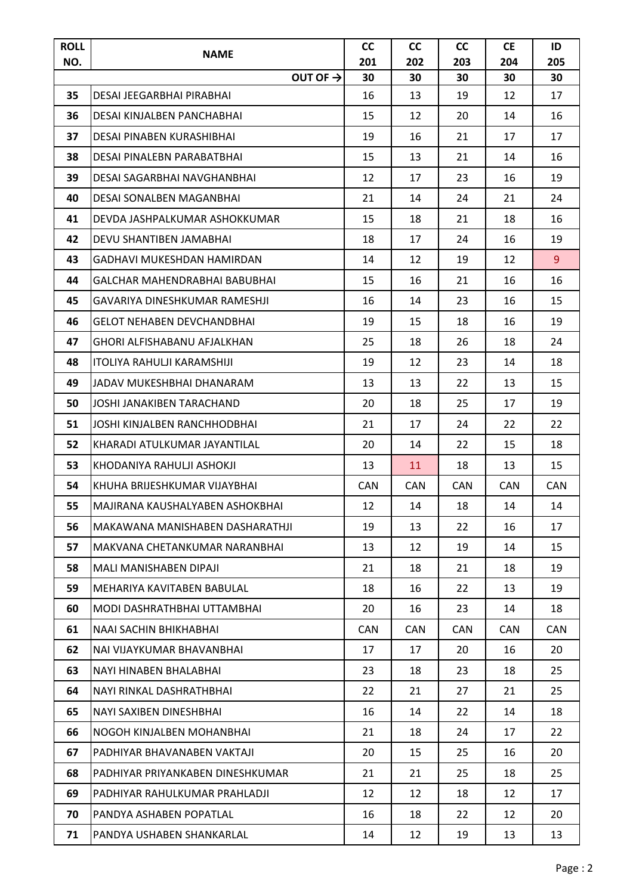| ROLL NO. | NAME | CC 201 | CC 202 | CC 203 | CE 204 | ID 205 |
|---|---|---|---|---|---|---|
| | OUT OF → | 30 | 30 | 30 | 30 | 30 |
| 35 | DESAI JEEGARBHAI PIRABHAI | 16 | 13 | 19 | 12 | 17 |
| 36 | DESAI KINJALBEN PANCHABHAI | 15 | 12 | 20 | 14 | 16 |
| 37 | DESAI PINABEN KURASHIBHAI | 19 | 16 | 21 | 17 | 17 |
| 38 | DESAI PINALEBN PARABATBHAI | 15 | 13 | 21 | 14 | 16 |
| 39 | DESAI SAGARBHAI NAVGHANBHAI | 12 | 17 | 23 | 16 | 19 |
| 40 | DESAI SONALBEN MAGANBHAI | 21 | 14 | 24 | 21 | 24 |
| 41 | DEVDA JASHPALKUMAR ASHOKKUMAR | 15 | 18 | 21 | 18 | 16 |
| 42 | DEVU SHANTIBEN JAMABHAI | 18 | 17 | 24 | 16 | 19 |
| 43 | GADHAVI MUKESHDAN HAMIRDAN | 14 | 12 | 19 | 12 | 9 |
| 44 | GALCHAR MAHENDRABHAI BABUBHAI | 15 | 16 | 21 | 16 | 16 |
| 45 | GAVARIYA DINESHKUMAR RAMESHJI | 16 | 14 | 23 | 16 | 15 |
| 46 | GELOT NEHABEN DEVCHANDBHAI | 19 | 15 | 18 | 16 | 19 |
| 47 | GHORI ALFISHABANU AFJALKHAN | 25 | 18 | 26 | 18 | 24 |
| 48 | ITOLIYA RAHULJI KARAMSHIJI | 19 | 12 | 23 | 14 | 18 |
| 49 | JADAV MUKESHBHAI DHANARAM | 13 | 13 | 22 | 13 | 15 |
| 50 | JOSHI JANAKIBEN TARACHAND | 20 | 18 | 25 | 17 | 19 |
| 51 | JOSHI KINJALBEN RANCHHODBHAI | 21 | 17 | 24 | 22 | 22 |
| 52 | KHARADI ATULKUMAR JAYANTILAL | 20 | 14 | 22 | 15 | 18 |
| 53 | KHODANIYA RAHULJI ASHOKJI | 13 | 11 | 18 | 13 | 15 |
| 54 | KHUHA BRIJESHKUMAR VIJAYBHAI | CAN | CAN | CAN | CAN | CAN |
| 55 | MAJIRANA KAUSHALYABEN ASHOKBHAI | 12 | 14 | 18 | 14 | 14 |
| 56 | MAKAWANA MANISHABEN DASHARATHJI | 19 | 13 | 22 | 16 | 17 |
| 57 | MAKVANA CHETANKUMAR NARANBHAI | 13 | 12 | 19 | 14 | 15 |
| 58 | MALI MANISHABEN DIPAJI | 21 | 18 | 21 | 18 | 19 |
| 59 | MEHARIYA KAVITABEN BABULAL | 18 | 16 | 22 | 13 | 19 |
| 60 | MODI DASHRATHBHAI UTTAMBHAI | 20 | 16 | 23 | 14 | 18 |
| 61 | NAAI SACHIN BHIKHABHAI | CAN | CAN | CAN | CAN | CAN |
| 62 | NAI VIJAYKUMAR BHAVANBHAI | 17 | 17 | 20 | 16 | 20 |
| 63 | NAYI HINABEN BHALABHAI | 23 | 18 | 23 | 18 | 25 |
| 64 | NAYI RINKAL DASHRATHBHAI | 22 | 21 | 27 | 21 | 25 |
| 65 | NAYI SAXIBEN DINESHBHAI | 16 | 14 | 22 | 14 | 18 |
| 66 | NOGOH KINJALBEN MOHANBHAI | 21 | 18 | 24 | 17 | 22 |
| 67 | PADHIYAR BHAVANABEN VAKTAJI | 20 | 15 | 25 | 16 | 20 |
| 68 | PADHIYAR PRIYANKABEN DINESHKUMAR | 21 | 21 | 25 | 18 | 25 |
| 69 | PADHIYAR RAHULKUMAR PRAHLADJI | 12 | 12 | 18 | 12 | 17 |
| 70 | PANDYA ASHABEN POPATLAL | 16 | 18 | 22 | 12 | 20 |
| 71 | PANDYA USHABEN SHANKARLAL | 14 | 12 | 19 | 13 | 13 |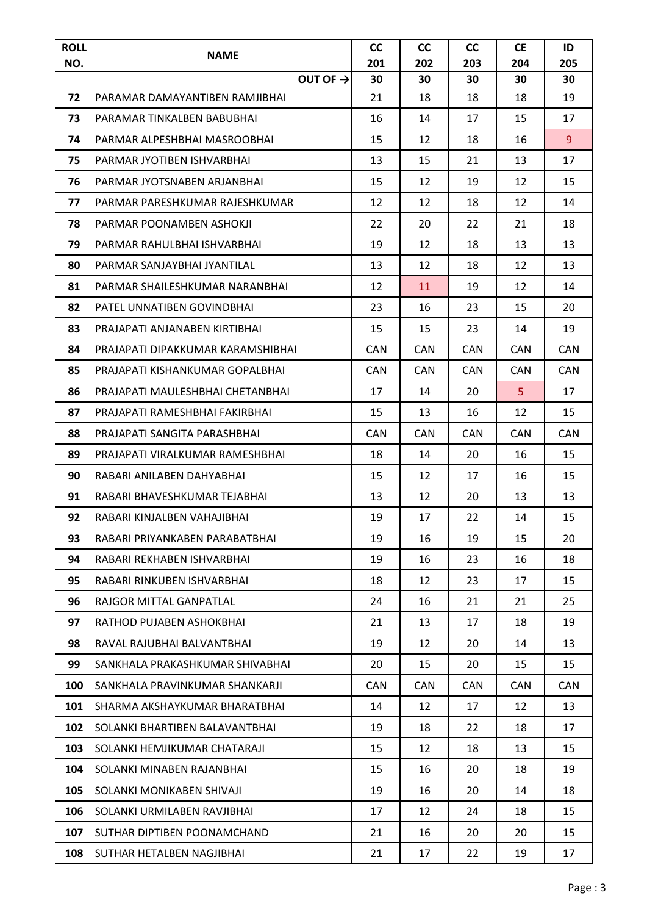| ROLL NO. | NAME | CC 201 | CC 202 | CC 203 | CE 204 | ID 205 |
|---|---|---|---|---|---|---|
| | OUT OF → | 30 | 30 | 30 | 30 | 30 |
| 72 | PARAMAR DAMAYANTIBEN RAMJIBHAI | 21 | 18 | 18 | 18 | 19 |
| 73 | PARAMAR TINKALBEN BABUBHAI | 16 | 14 | 17 | 15 | 17 |
| 74 | PARMAR ALPESHBHAI MASROOBHAI | 15 | 12 | 18 | 16 | 9 |
| 75 | PARMAR JYOTIBEN ISHVARBHAI | 13 | 15 | 21 | 13 | 17 |
| 76 | PARMAR JYOTSNABEN ARJANBHAI | 15 | 12 | 19 | 12 | 15 |
| 77 | PARMAR PARESHKUMAR RAJESHKUMAR | 12 | 12 | 18 | 12 | 14 |
| 78 | PARMAR POONAMBEN ASHOKJI | 22 | 20 | 22 | 21 | 18 |
| 79 | PARMAR RAHULBHAI ISHVARBHAI | 19 | 12 | 18 | 13 | 13 |
| 80 | PARMAR SANJAYBHAI JYANTILAL | 13 | 12 | 18 | 12 | 13 |
| 81 | PARMAR SHAILESHKUMAR NARANBHAI | 12 | 11 | 19 | 12 | 14 |
| 82 | PATEL UNNATIBEN GOVINDBHAI | 23 | 16 | 23 | 15 | 20 |
| 83 | PRAJAPATI ANJANABEN KIRTIBHAI | 15 | 15 | 23 | 14 | 19 |
| 84 | PRAJAPATI DIPAKKUMAR KARAMSHIBHAI | CAN | CAN | CAN | CAN | CAN |
| 85 | PRAJAPATI KISHANKUMAR GOPALBHAI | CAN | CAN | CAN | CAN | CAN |
| 86 | PRAJAPATI MAULESHBHAI CHETANBHAI | 17 | 14 | 20 | 5 | 17 |
| 87 | PRAJAPATI RAMESHBHAI FAKIRBHAI | 15 | 13 | 16 | 12 | 15 |
| 88 | PRAJAPATI SANGITA PARASHBHAI | CAN | CAN | CAN | CAN | CAN |
| 89 | PRAJAPATI VIRALKUMAR RAMESHBHAI | 18 | 14 | 20 | 16 | 15 |
| 90 | RABARI ANILABEN DAHYABHAI | 15 | 12 | 17 | 16 | 15 |
| 91 | RABARI BHAVESHKUMAR TEJABHAI | 13 | 12 | 20 | 13 | 13 |
| 92 | RABARI KINJALBEN VAHAJIBHAI | 19 | 17 | 22 | 14 | 15 |
| 93 | RABARI PRIYANKABEN PARABATBHAI | 19 | 16 | 19 | 15 | 20 |
| 94 | RABARI REKHABEN ISHVARBHAI | 19 | 16 | 23 | 16 | 18 |
| 95 | RABARI RINKUBEN ISHVARBHAI | 18 | 12 | 23 | 17 | 15 |
| 96 | RAJGOR MITTAL GANPATLAL | 24 | 16 | 21 | 21 | 25 |
| 97 | RATHOD PUJABEN ASHOKBHAI | 21 | 13 | 17 | 18 | 19 |
| 98 | RAVAL RAJUBHAI BALVANTBHAI | 19 | 12 | 20 | 14 | 13 |
| 99 | SANKHALA PRAKASHKUMAR SHIVABHAI | 20 | 15 | 20 | 15 | 15 |
| 100 | SANKHALA PRAVINKUMAR SHANKARJI | CAN | CAN | CAN | CAN | CAN |
| 101 | SHARMA AKSHAYKUMAR BHARATBHAI | 14 | 12 | 17 | 12 | 13 |
| 102 | SOLANKI BHARTIBEN BALAVANTBHAI | 19 | 18 | 22 | 18 | 17 |
| 103 | SOLANKI HEMJIKUMAR CHATARAJI | 15 | 12 | 18 | 13 | 15 |
| 104 | SOLANKI MINABEN RAJANBHAI | 15 | 16 | 20 | 18 | 19 |
| 105 | SOLANKI MONIKABEN SHIVAJI | 19 | 16 | 20 | 14 | 18 |
| 106 | SOLANKI URMILABEN RAVJIBHAI | 17 | 12 | 24 | 18 | 15 |
| 107 | SUTHAR DIPTIBEN POONAMCHAND | 21 | 16 | 20 | 20 | 15 |
| 108 | SUTHAR HETALBEN NAGJIBHAI | 21 | 17 | 22 | 19 | 17 |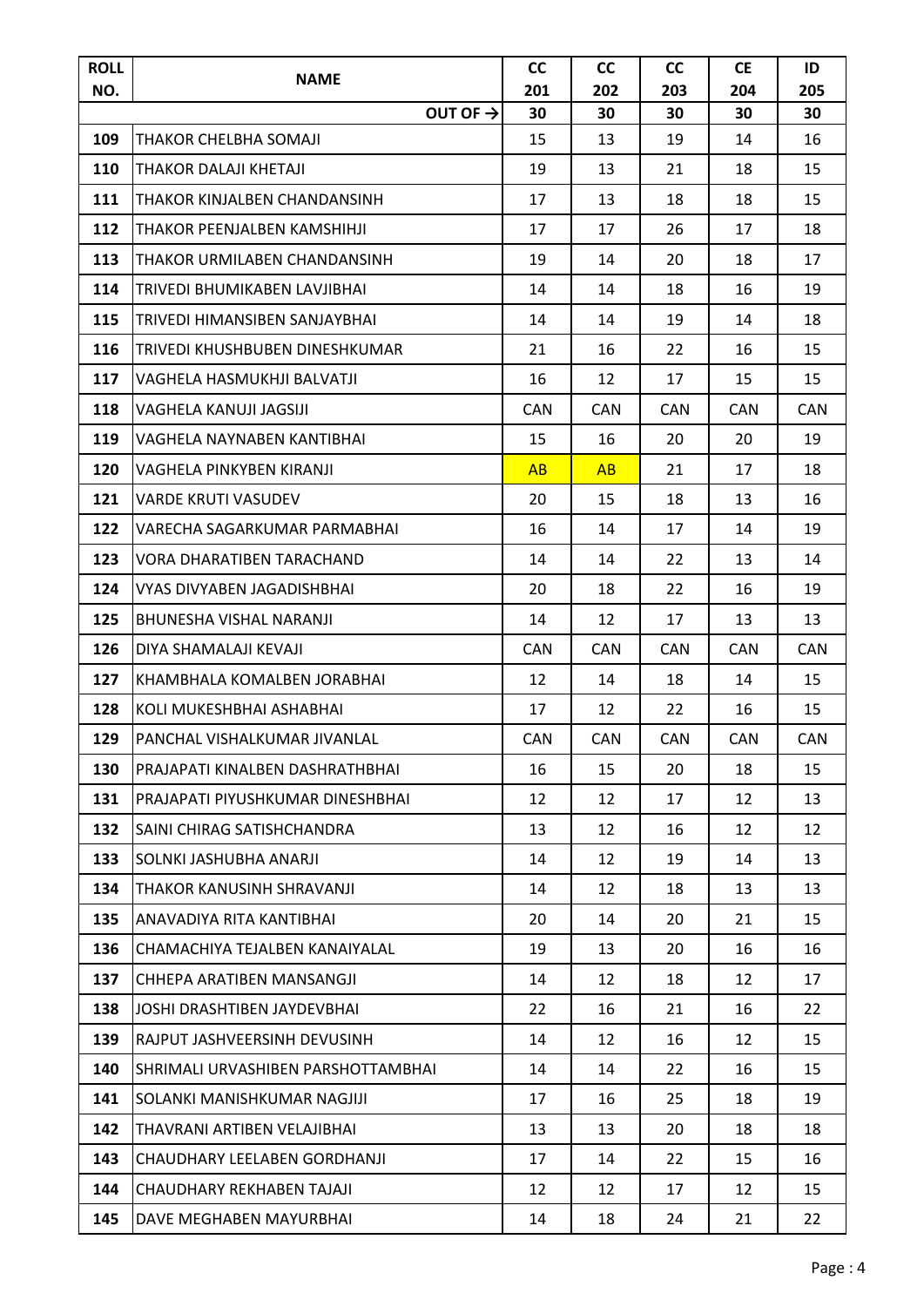| ROLL NO. | NAME | CC 201 | CC 202 | CC 203 | CE 204 | ID 205 |
|---|---|---|---|---|---|---|
| | OUT OF → | 30 | 30 | 30 | 30 | 30 |
| 109 | THAKOR CHELBHA SOMAJI | 15 | 13 | 19 | 14 | 16 |
| 110 | THAKOR DALAJI KHETAJI | 19 | 13 | 21 | 18 | 15 |
| 111 | THAKOR KINJALBEN CHANDANSINH | 17 | 13 | 18 | 18 | 15 |
| 112 | THAKOR PEENJALBEN KAMSHIHJI | 17 | 17 | 26 | 17 | 18 |
| 113 | THAKOR URMILABEN CHANDANSINH | 19 | 14 | 20 | 18 | 17 |
| 114 | TRIVEDI BHUMIKABEN LAVJIBHAI | 14 | 14 | 18 | 16 | 19 |
| 115 | TRIVEDI HIMANSIBEN SANJAYBHAI | 14 | 14 | 19 | 14 | 18 |
| 116 | TRIVEDI KHUSHBUBEN DINESHKUMAR | 21 | 16 | 22 | 16 | 15 |
| 117 | VAGHELA HASMUKHJI BALVATJI | 16 | 12 | 17 | 15 | 15 |
| 118 | VAGHELA KANUJI JAGSIJI | CAN | CAN | CAN | CAN | CAN |
| 119 | VAGHELA NAYNABEN KANTIBHAI | 15 | 16 | 20 | 20 | 19 |
| 120 | VAGHELA PINKYBEN KIRANJI | AB | AB | 21 | 17 | 18 |
| 121 | VARDE KRUTI VASUDEV | 20 | 15 | 18 | 13 | 16 |
| 122 | VARECHA SAGARKUMAR PARMABHAI | 16 | 14 | 17 | 14 | 19 |
| 123 | VORA DHARATIBEN TARACHAND | 14 | 14 | 22 | 13 | 14 |
| 124 | VYAS DIVYABEN JAGADISHBHAI | 20 | 18 | 22 | 16 | 19 |
| 125 | BHUNESHA VISHAL NARANJI | 14 | 12 | 17 | 13 | 13 |
| 126 | DIYA SHAMALAJI KEVAJI | CAN | CAN | CAN | CAN | CAN |
| 127 | KHAMBHALA KOMALBEN JORABHAI | 12 | 14 | 18 | 14 | 15 |
| 128 | KOLI MUKESHBHAI ASHABHAI | 17 | 12 | 22 | 16 | 15 |
| 129 | PANCHAL VISHALKUMAR JIVANLAL | CAN | CAN | CAN | CAN | CAN |
| 130 | PRAJAPATI KINALBEN DASHRATHBHAI | 16 | 15 | 20 | 18 | 15 |
| 131 | PRAJAPATI PIYUSHKUMAR DINESHBHAI | 12 | 12 | 17 | 12 | 13 |
| 132 | SAINI CHIRAG SATISHCHANDRA | 13 | 12 | 16 | 12 | 12 |
| 133 | SOLNKI JASHUBHA ANARJI | 14 | 12 | 19 | 14 | 13 |
| 134 | THAKOR KANUSINH SHRAVANJI | 14 | 12 | 18 | 13 | 13 |
| 135 | ANAVADIYA RITA KANTIBHAI | 20 | 14 | 20 | 21 | 15 |
| 136 | CHAMACHIYA TEJALBEN KANAIYALAL | 19 | 13 | 20 | 16 | 16 |
| 137 | CHHEPA ARATIBEN MANSANGJI | 14 | 12 | 18 | 12 | 17 |
| 138 | JOSHI DRASHTIBEN JAYDEVBHAI | 22 | 16 | 21 | 16 | 22 |
| 139 | RAJPUT JASHVEERSINH DEVUSINH | 14 | 12 | 16 | 12 | 15 |
| 140 | SHRIMALI URVASHIBEN PARSHOTTAMBHAI | 14 | 14 | 22 | 16 | 15 |
| 141 | SOLANKI MANISHKUMAR NAGJIJI | 17 | 16 | 25 | 18 | 19 |
| 142 | THAVRANI ARTIBEN VELAJIBHAI | 13 | 13 | 20 | 18 | 18 |
| 143 | CHAUDHARY LEELABEN GORDHANJI | 17 | 14 | 22 | 15 | 16 |
| 144 | CHAUDHARY REKHABEN TAJAJI | 12 | 12 | 17 | 12 | 15 |
| 145 | DAVE MEGHABEN MAYURBHAI | 14 | 18 | 24 | 21 | 22 |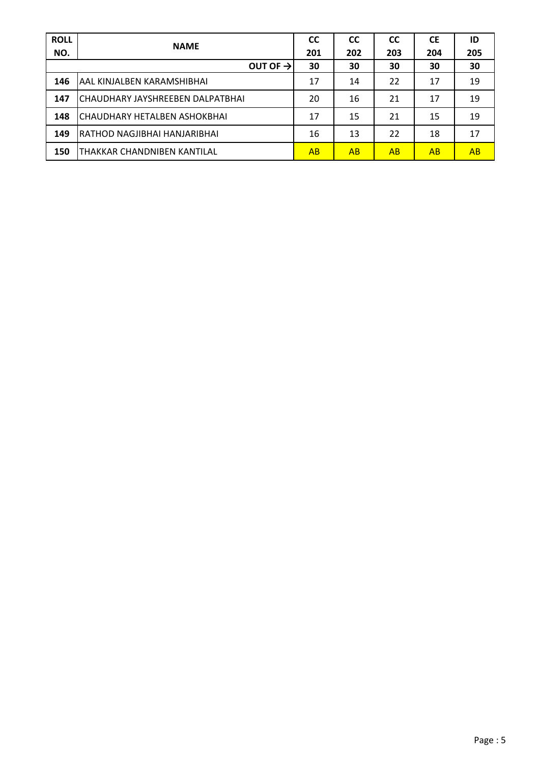| ROLL NO. | NAME | CC 201 | CC 202 | CC 203 | CE 204 | ID 205 |
|---|---|---|---|---|---|---|
| | OUT OF → | 30 | 30 | 30 | 30 | 30 |
| 146 | AAL KINJALBEN KARAMSHIBHAI | 17 | 14 | 22 | 17 | 19 |
| 147 | CHAUDHARY JAYSHREEBEN DALPATBHAI | 20 | 16 | 21 | 17 | 19 |
| 148 | CHAUDHARY HETALBEN ASHOKBHAI | 17 | 15 | 21 | 15 | 19 |
| 149 | RATHOD NAGJIBHAI HANJARIBHAI | 16 | 13 | 22 | 18 | 17 |
| 150 | THAKKAR CHANDNIBEN KANTILAL | AB | AB | AB | AB | AB |